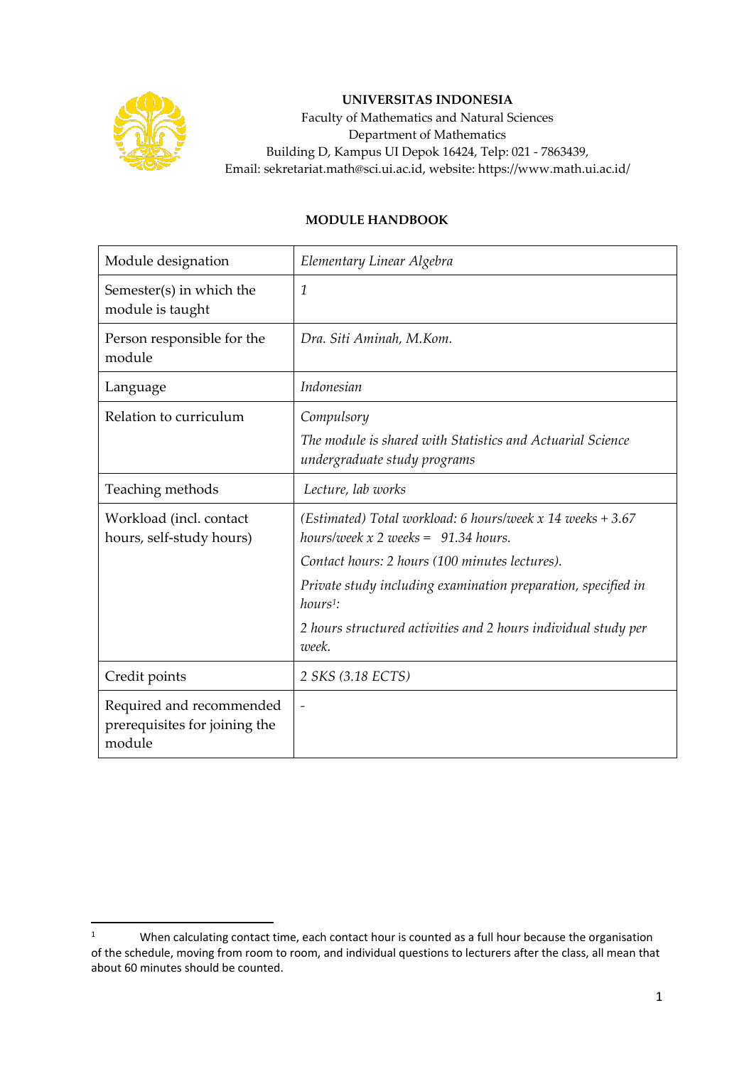**UNIVERSITAS INDONESIA**
Faculty of Mathematics and Natural Sciences
Department of Mathematics
Building D, Kampus UI Depok 16424, Telp: 021 - 7863439,
Email: sekretariat.math@sci.ui.ac.id, website: https://www.math.ui.ac.id/

## MODULE HANDBOOK

| | |
|---|---|
| Module designation | *Elementary Linear Algebra* |
| Semester(s) in which the module is taught | *1* |
| Person responsible for the module | *Dra. Siti Aminah, M.Kom.* |
| Language | *Indonesian* |
| Relation to curriculum | *Compulsory*<br>*The module is shared with Statistics and Actuarial Science undergraduate study programs* |
| Teaching methods | *Lecture, lab works* |
| Workload (incl. contact hours, self-study hours) | *(Estimated) Total workload: 6 hours/week x 14 weeks + 3.67 hours/week x 2 weeks = 91.34 hours.*<br>*Contact hours: 2 hours (100 minutes lectures).*<br>*Private study including examination preparation, specified in hours[1]:*<br>*2 hours structured activities and 2 hours individual study per week.* |
| Credit points | *2 SKS (3.18 ECTS)* |
| Required and recommended prerequisites for joining the module | - |

[1] When calculating contact time, each contact hour is counted as a full hour because the organisation of the schedule, moving from room to room, and individual questions to lecturers after the class, all mean that about 60 minutes should be counted.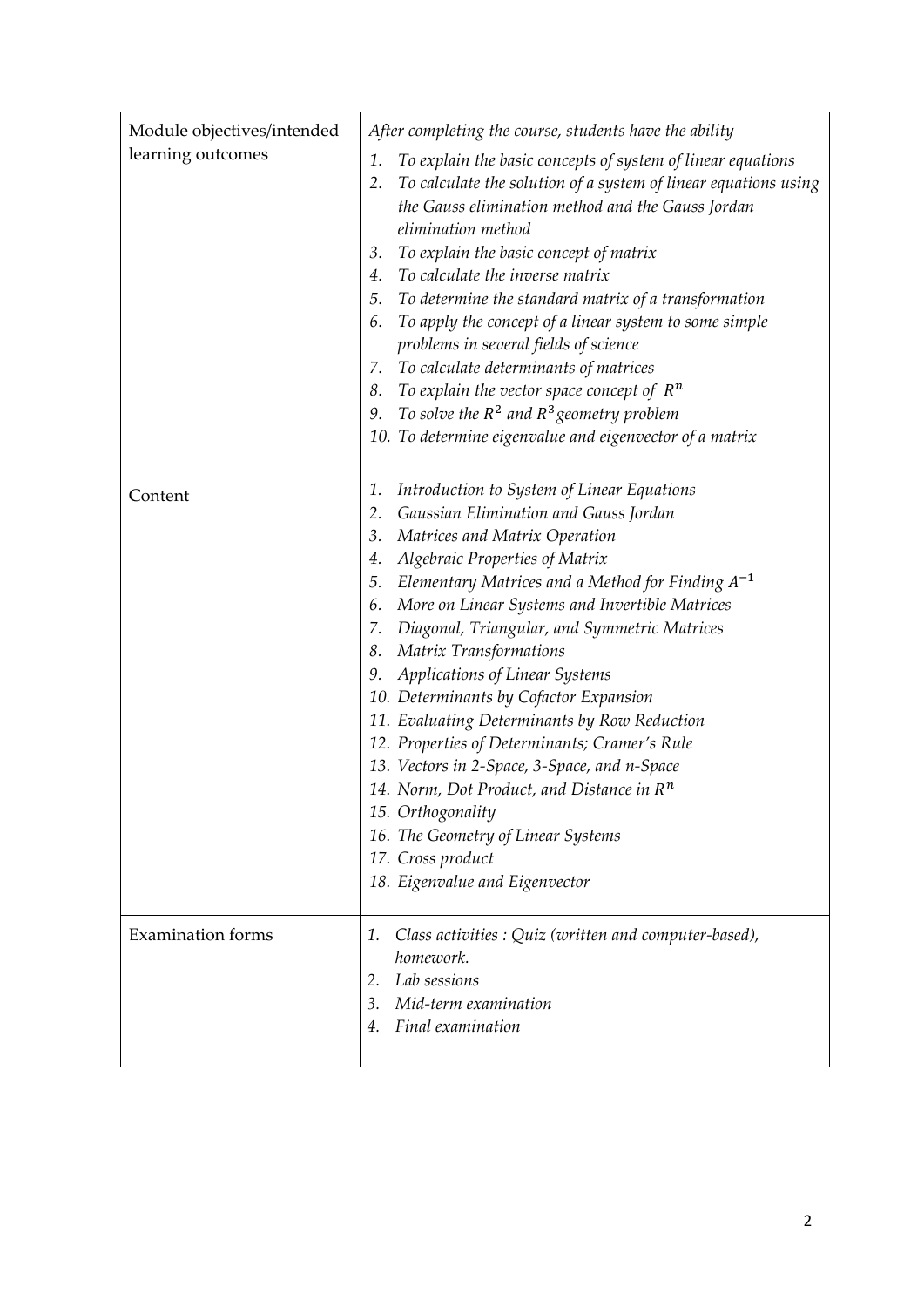| Module objectives/intended learning outcomes | *After completing the course, students have the ability*<br>1. *To explain the basic concepts of system of linear equations*<br>2. *To calculate the solution of a system of linear equations using the Gauss elimination method and the Gauss Jordan elimination method*<br>3. *To explain the basic concept of matrix*<br>4. *To calculate the inverse matrix*<br>5. *To determine the standard matrix of a transformation*<br>6. *To apply the concept of a linear system to some simple problems in several fields of science*<br>7. *To calculate determinants of matrices*<br>8. *To explain the vector space concept of* $R^n$<br>9. *To solve the* $R^2$ *and* $R^3$ *geometry problem*<br>10. *To determine eigenvalue and eigenvector of a matrix* |
|---|---|
| Content | 1. *Introduction to System of Linear Equations*<br>2. *Gaussian Elimination and Gauss Jordan*<br>3. *Matrices and Matrix Operation*<br>4. *Algebraic Properties of Matrix*<br>5. *Elementary Matrices and a Method for Finding* $A^{-1}$<br>6. *More on Linear Systems and Invertible Matrices*<br>7. *Diagonal, Triangular, and Symmetric Matrices*<br>8. *Matrix Transformations*<br>9. *Applications of Linear Systems*<br>10. *Determinants by Cofactor Expansion*<br>11. *Evaluating Determinants by Row Reduction*<br>12. *Properties of Determinants; Cramer's Rule*<br>13. *Vectors in 2-Space, 3-Space, and n-Space*<br>14. *Norm, Dot Product, and Distance in* $R^n$<br>15. *Orthogonality*<br>16. *The Geometry of Linear Systems*<br>17. *Cross product*<br>18. *Eigenvalue and Eigenvector* |
| Examination forms | 1. *Class activities : Quiz (written and computer-based), homework.*<br>2. *Lab sessions*<br>3. *Mid-term examination*<br>4. *Final examination* |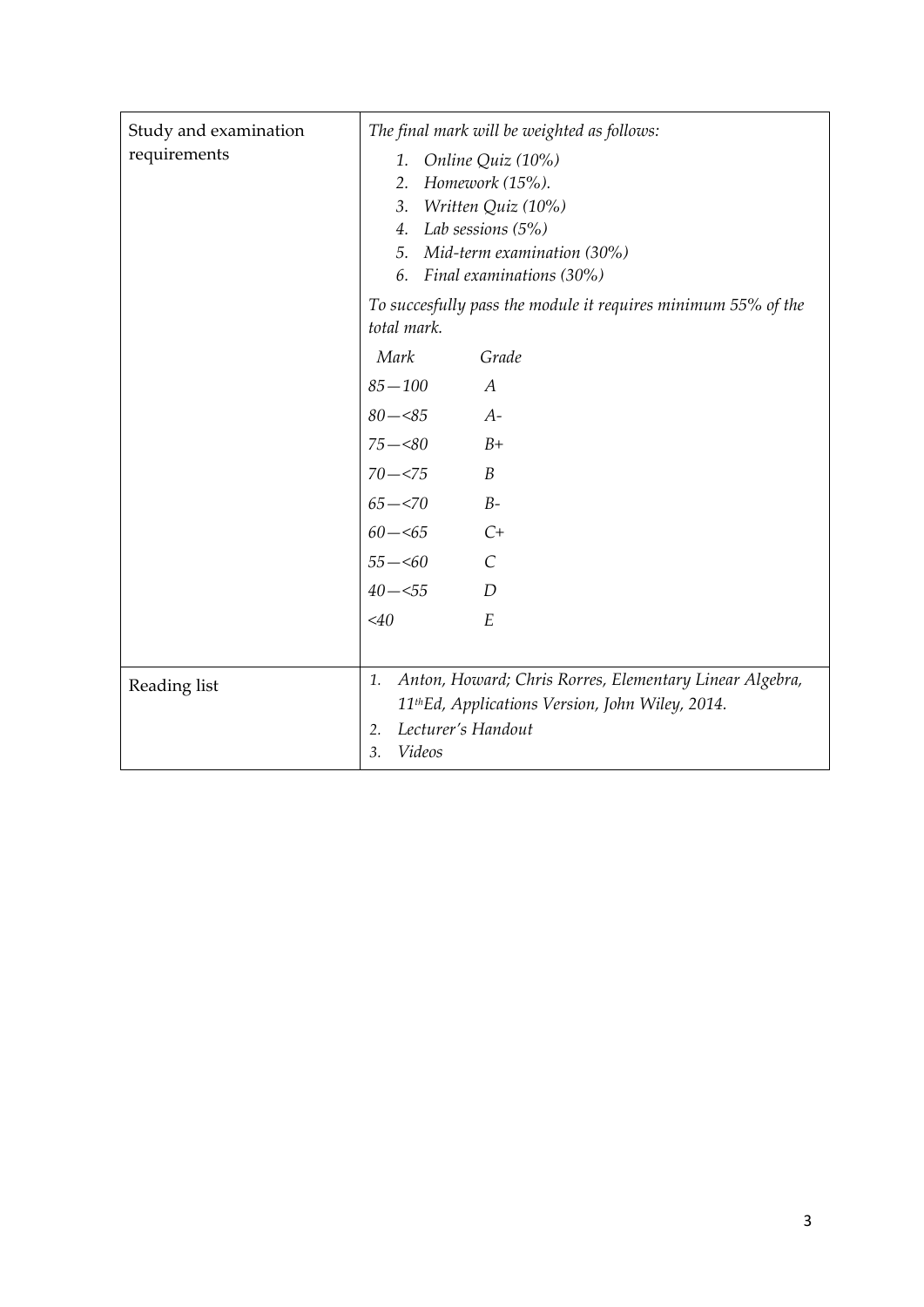| | |
|---|---|
| Study and examination requirements | *The final mark will be weighted as follows:*<br>1. *Online Quiz (10%)*<br>2. *Homework (15%).*<br>3. *Written Quiz (10%)*<br>4. *Lab sessions (5%)*<br>5. *Mid-term examination (30%)*<br>6. *Final examinations (30%)*<br><br>*To succesfully pass the module it requires minimum 55% of the total mark.*<br><br>*Mark* — *Grade*<br>*85—100* — *A*<br>*80—<85* — *A-*<br>*75—<80* — *B+*<br>*70—<75* — *B*<br>*65—<70* — *B-*<br>*60—<65* — *C+*<br>*55—<60* — *C*<br>*40—<55* — *D*<br>*<40* — *E* |
| Reading list | 1. *Anton, Howard; Chris Rorres, Elementary Linear Algebra, 11th Ed, Applications Version, John Wiley, 2014.*<br>2. *Lecturer's Handout*<br>3. *Videos* |